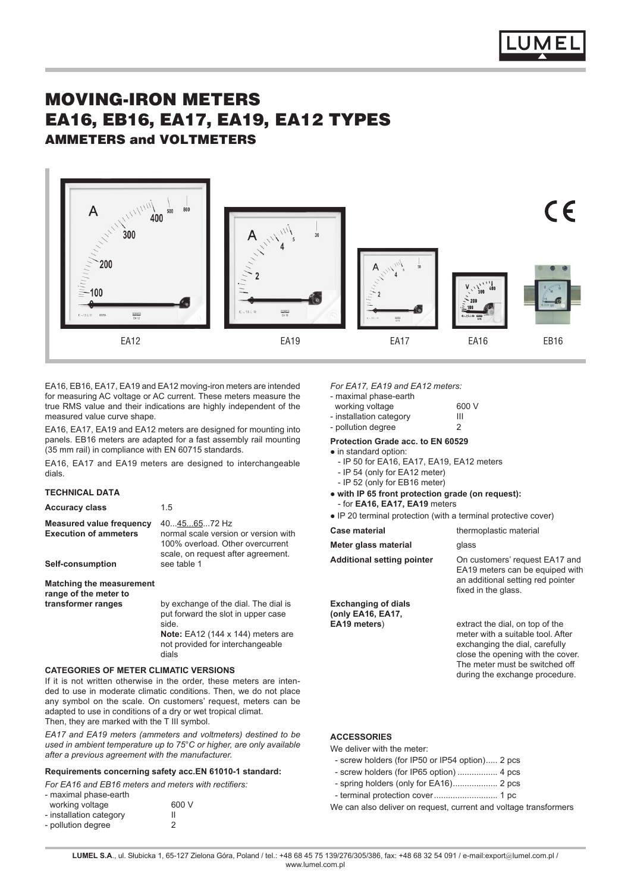# MOVING-IRON METERS
# EA16, EB16, EA17, EA19, EA12 TYPES
## AMMETERS and VOLTMETERS

EA12 EA19 EA17 EA16 EB16

EA16, EB16, EA17, EA19 and EA12 moving-iron meters are intended for measuring AC voltage or AC current. These meters measure the true RMS value and their indications are highly independent of the measured value curve shape.

EA16, EA17, EA19 and EA12 meters are designed for mounting into panels. EB16 meters are adapted for a fast assembly rail mounting (35 mm rail) in compliance with EN 60715 standards.

EA16, EA17 and EA19 meters are designed to interchangeable dials.

### TECHNICAL DATA

**Accuracy class** 1.5

**Measured value frequency** 40...45...65...72 Hz

**Execution of ammeters** normal scale version or version with 100% overload. Other overcurrent scale, on request after agreement.

**Self-consumption** see table 1

**Matching the measurement range of the meter to transformer ranges** by exchange of the dial. The dial is put forward the slot in upper case side.
**Note:** EA12 (144 x 144) meters are not provided for interchangeable dials

### CATEGORIES OF METER CLIMATIC VERSIONS

If it is not written otherwise in the order, these meters are intended to use in moderate climatic conditions. Then, we do not place any symbol on the scale. On customers' request, meters can be adapted to use in conditions of a dry or wet tropical climat. Then, they are marked with the T III symbol.

*EA17 and EA19 meters (ammeters and voltmeters) destined to be used in ambient temperature up to 75°C or higher, are only available after a previous agreement with the manufacturer.*

**Requirements concerning safety acc.EN 61010-1 standard:**

*For EA16 and EB16 meters and meters with rectifiers:*

- maximal phase-earth working voltage 600 V
- installation category II
- pollution degree 2

*For EA17, EA19 and EA12 meters:*

- maximal phase-earth working voltage 600 V
- installation category III
- pollution degree 2

**Protection Grade acc. to EN 60529**

- in standard option:
  - IP 50 for EA16, EA17, EA19, EA12 meters
  - IP 54 (only for EA12 meter)
  - IP 52 (only for EB16 meter)
- **with IP 65 front protection grade (on request):**
  - for **EA16, EA17, EA19** meters
- IP 20 terminal protection (with a terminal protective cover)

**Case material** thermoplastic material

**Meter glass material** glass

**Additional setting pointer** On customers' request EA17 and EA19 meters can be equiped with an additional setting red pointer fixed in the glass.

**Exchanging of dials (only EA16, EA17, EA19 meters)** extract the dial, on top of the meter with a suitable tool. After exchanging the dial, carefully close the opening with the cover. The meter must be switched off during the exchange procedure.

### ACCESSORIES

We deliver with the meter:

- screw holders (for IP50 or IP54 option)..... 2 pcs
- screw holders (for IP65 option) ................. 4 pcs
- spring holders (only for EA16)................... 2 pcs
- terminal protection cover........................... 1 pc

We can also deliver on request, current and voltage transformers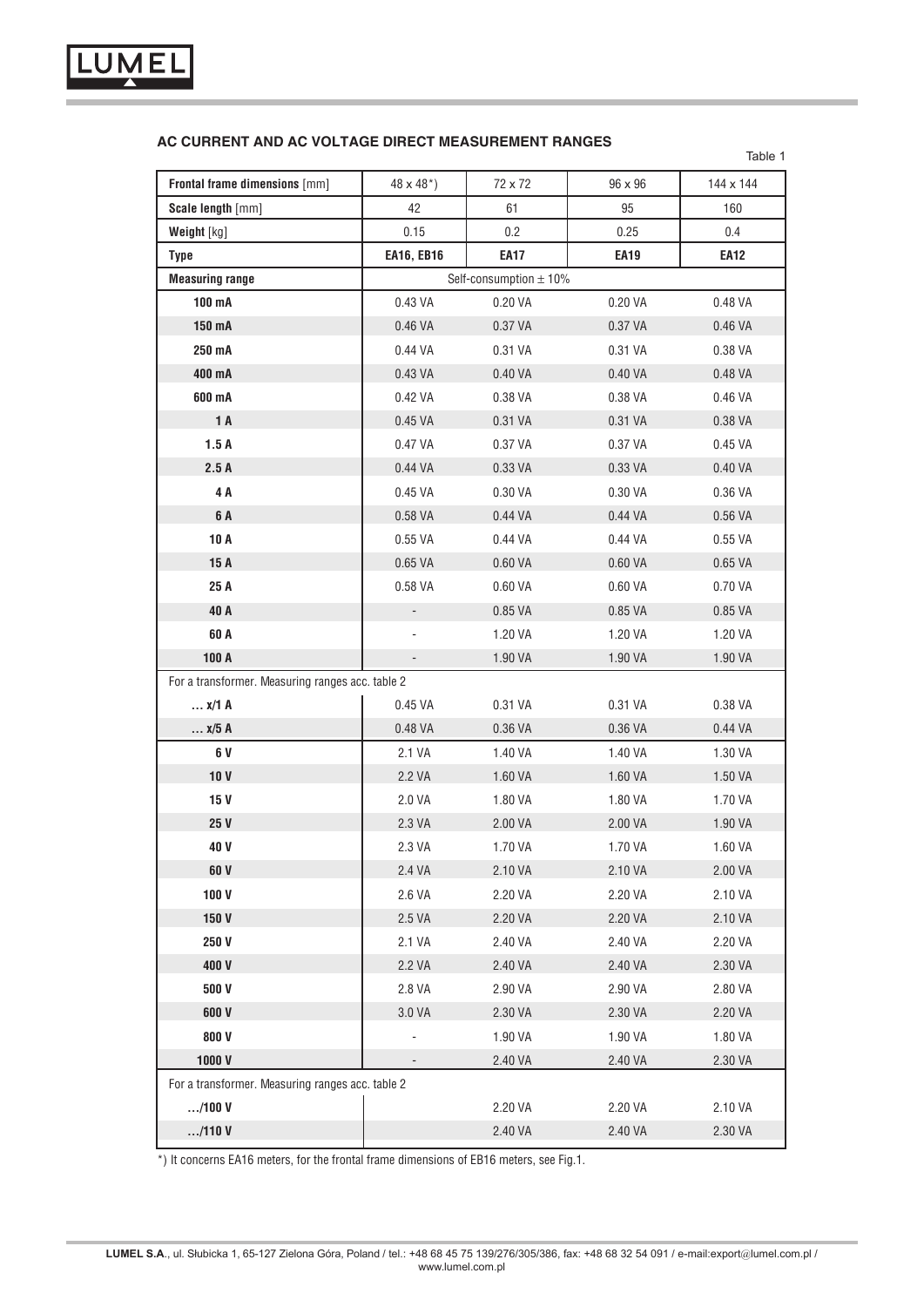## AC CURRENT AND AC VOLTAGE DIRECT MEASUREMENT RANGES

Table 1

| **Frontal frame dimensions** [mm] | 48 x 48*) | 72 x 72 | 96 x 96 | 144 x 144 |
|---|---|---|---|---|
| **Scale length** [mm] | 42 | 61 | 95 | 160 |
| **Weight** [kg] | 0.15 | 0.2 | 0.25 | 0.4 |
| **Type** | **EA16, EB16** | **EA17** | **EA19** | **EA12** |
| **Measuring range** | Self-consumption ± 10% | | | |
| **100 mA** | 0.43 VA | 0.20 VA | 0.20 VA | 0.48 VA |
| **150 mA** | 0.46 VA | 0.37 VA | 0.37 VA | 0.46 VA |
| **250 mA** | 0.44 VA | 0.31 VA | 0.31 VA | 0.38 VA |
| **400 mA** | 0.43 VA | 0.40 VA | 0.40 VA | 0.48 VA |
| **600 mA** | 0.42 VA | 0.38 VA | 0.38 VA | 0.46 VA |
| **1 A** | 0.45 VA | 0.31 VA | 0.31 VA | 0.38 VA |
| **1.5 A** | 0.47 VA | 0.37 VA | 0.37 VA | 0.45 VA |
| **2.5 A** | 0.44 VA | 0.33 VA | 0.33 VA | 0.40 VA |
| **4 A** | 0.45 VA | 0.30 VA | 0.30 VA | 0.36 VA |
| **6 A** | 0.58 VA | 0.44 VA | 0.44 VA | 0.56 VA |
| **10 A** | 0.55 VA | 0.44 VA | 0.44 VA | 0.55 VA |
| **15 A** | 0.65 VA | 0.60 VA | 0.60 VA | 0.65 VA |
| **25 A** | 0.58 VA | 0.60 VA | 0.60 VA | 0.70 VA |
| **40 A** | - | 0.85 VA | 0.85 VA | 0.85 VA |
| **60 A** | - | 1.20 VA | 1.20 VA | 1.20 VA |
| **100 A** | - | 1.90 VA | 1.90 VA | 1.90 VA |
| For a transformer. Measuring ranges acc. table 2 | | | | |
| **… x/1 A** | 0.45 VA | 0.31 VA | 0.31 VA | 0.38 VA |
| **… x/5 A** | 0.48 VA | 0.36 VA | 0.36 VA | 0.44 VA |
| **6 V** | 2.1 VA | 1.40 VA | 1.40 VA | 1.30 VA |
| **10 V** | 2.2 VA | 1.60 VA | 1.60 VA | 1.50 VA |
| **15 V** | 2.0 VA | 1.80 VA | 1.80 VA | 1.70 VA |
| **25 V** | 2.3 VA | 2.00 VA | 2.00 VA | 1.90 VA |
| **40 V** | 2.3 VA | 1.70 VA | 1.70 VA | 1.60 VA |
| **60 V** | 2.4 VA | 2.10 VA | 2.10 VA | 2.00 VA |
| **100 V** | 2.6 VA | 2.20 VA | 2.20 VA | 2.10 VA |
| **150 V** | 2.5 VA | 2.20 VA | 2.20 VA | 2.10 VA |
| **250 V** | 2.1 VA | 2.40 VA | 2.40 VA | 2.20 VA |
| **400 V** | 2.2 VA | 2.40 VA | 2.40 VA | 2.30 VA |
| **500 V** | 2.8 VA | 2.90 VA | 2.90 VA | 2.80 VA |
| **600 V** | 3.0 VA | 2.30 VA | 2.30 VA | 2.20 VA |
| **800 V** | - | 1.90 VA | 1.90 VA | 1.80 VA |
| **1000 V** | - | 2.40 VA | 2.40 VA | 2.30 VA |
| For a transformer. Measuring ranges acc. table 2 | | | | |
| **…/100 V** | | 2.20 VA | 2.20 VA | 2.10 VA |
| **…/110 V** | | 2.40 VA | 2.40 VA | 2.30 VA |

*) It concerns EA16 meters, for the frontal frame dimensions of EB16 meters, see Fig.1.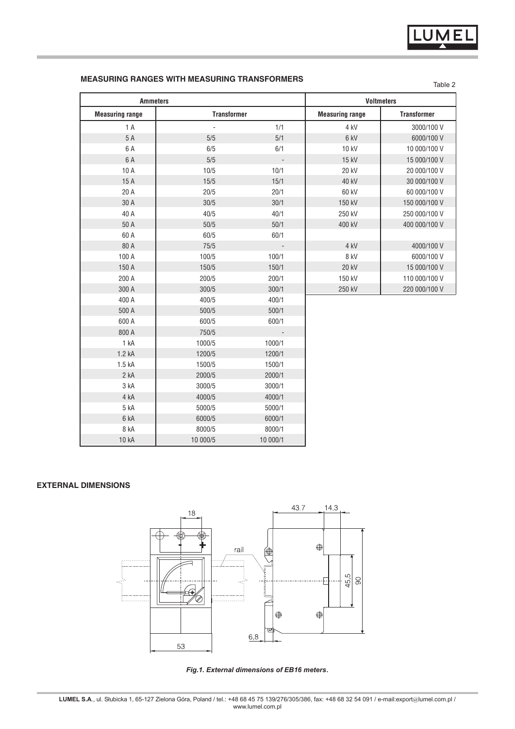## MEASURING RANGES WITH MEASURING TRANSFORMERS

Table 2

| Ammeters | | | Voltmeters | |
|---|---|---|---|---|
| Measuring range | Transformer | | Measuring range | Transformer |
| 1 A | - | 1/1 | 4 kV | 3000/100 V |
| 5 A | 5/5 | 5/1 | 6 kV | 6000/100 V |
| 6 A | 6/5 | 6/1 | 10 kV | 10 000/100 V |
| 6 A | 5/5 | - | 15 kV | 15 000/100 V |
| 10 A | 10/5 | 10/1 | 20 kV | 20 000/100 V |
| 15 A | 15/5 | 15/1 | 40 kV | 30 000/100 V |
| 20 A | 20/5 | 20/1 | 60 kV | 60 000/100 V |
| 30 A | 30/5 | 30/1 | 150 kV | 150 000/100 V |
| 40 A | 40/5 | 40/1 | 250 kV | 250 000/100 V |
| 50 A | 50/5 | 50/1 | 400 kV | 400 000/100 V |
| 60 A | 60/5 | 60/1 | | |
| 80 A | 75/5 | - | 4 kV | 4000/100 V |
| 100 A | 100/5 | 100/1 | 8 kV | 6000/100 V |
| 150 A | 150/5 | 150/1 | 20 kV | 15 000/100 V |
| 200 A | 200/5 | 200/1 | 150 kV | 110 000/100 V |
| 300 A | 300/5 | 300/1 | 250 kV | 220 000/100 V |
| 400 A | 400/5 | 400/1 | | |
| 500 A | 500/5 | 500/1 | | |
| 600 A | 600/5 | 600/1 | | |
| 800 A | 750/5 | - | | |
| 1 kA | 1000/5 | 1000/1 | | |
| 1.2 kA | 1200/5 | 1200/1 | | |
| 1.5 kA | 1500/5 | 1500/1 | | |
| 2 kA | 2000/5 | 2000/1 | | |
| 3 kA | 3000/5 | 3000/1 | | |
| 4 kA | 4000/5 | 4000/1 | | |
| 5 kA | 5000/5 | 5000/1 | | |
| 6 kA | 6000/5 | 6000/1 | | |
| 8 kA | 8000/5 | 8000/1 | | |
| 10 kA | 10 000/5 | 10 000/1 | | |

## EXTERNAL DIMENSIONS

*Fig.1. External dimensions of EB16 meters.*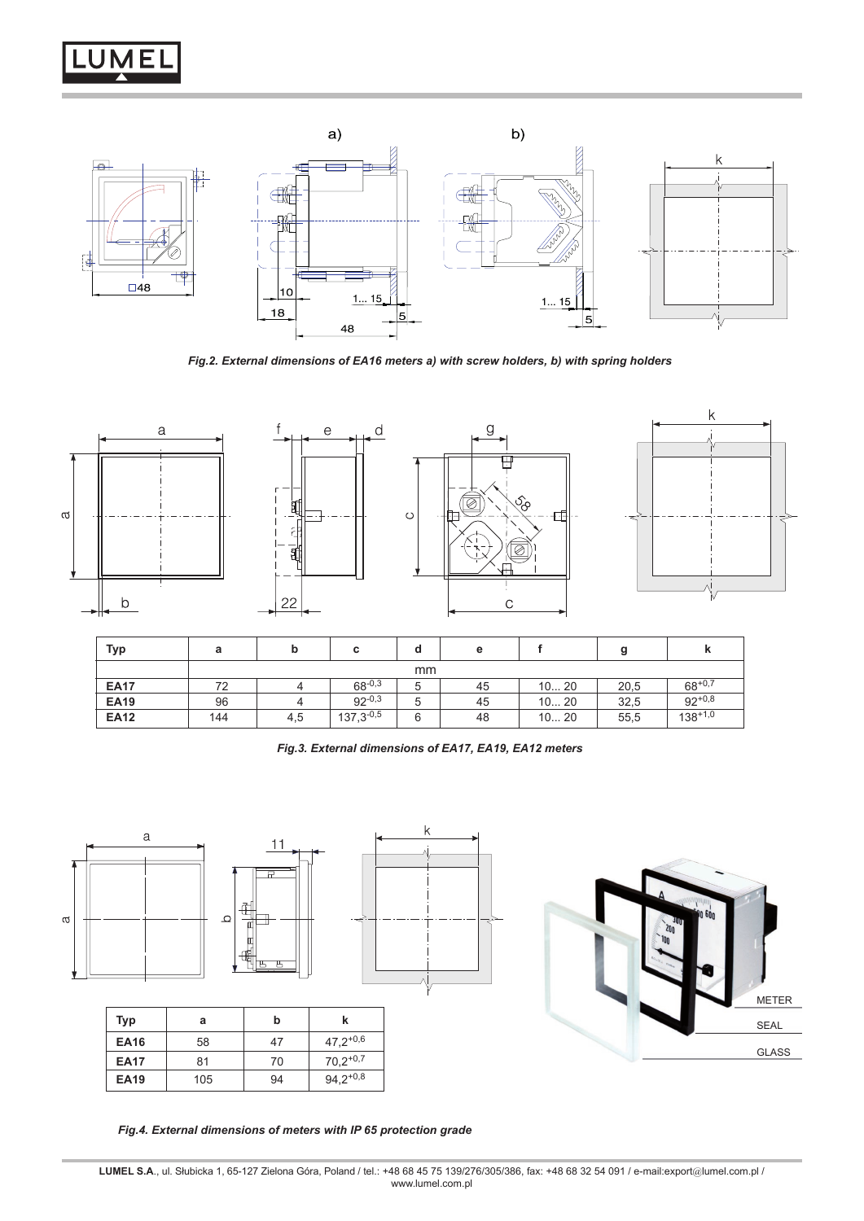*Fig.2. External dimensions of EA16 meters a) with screw holders, b) with spring holders*

| Typ | a | b | c | d | e | f | g | k |
|---|---|---|---|---|---|---|---|---|
| | mm | | | | | | | |
| **EA17** | 72 | 4 | $68^{-0,3}$ | 5 | 45 | 10... 20 | 20,5 | $68^{+0,7}$ |
| **EA19** | 96 | 4 | $92^{-0,3}$ | 5 | 45 | 10... 20 | 32,5 | $92^{+0,8}$ |
| **EA12** | 144 | 4,5 | $137,3^{-0,5}$ | 6 | 48 | 10... 20 | 55,5 | $138^{+1,0}$ |

*Fig.3. External dimensions of EA17, EA19, EA12 meters*

| Typ | a | b | k |
|---|---|---|---|
| **EA16** | 58 | 47 | $47,2^{+0,6}$ |
| **EA17** | 81 | 70 | $70,2^{+0,7}$ |
| **EA19** | 105 | 94 | $94,2^{+0,8}$ |

*Fig.4. External dimensions of meters with IP 65 protection grade*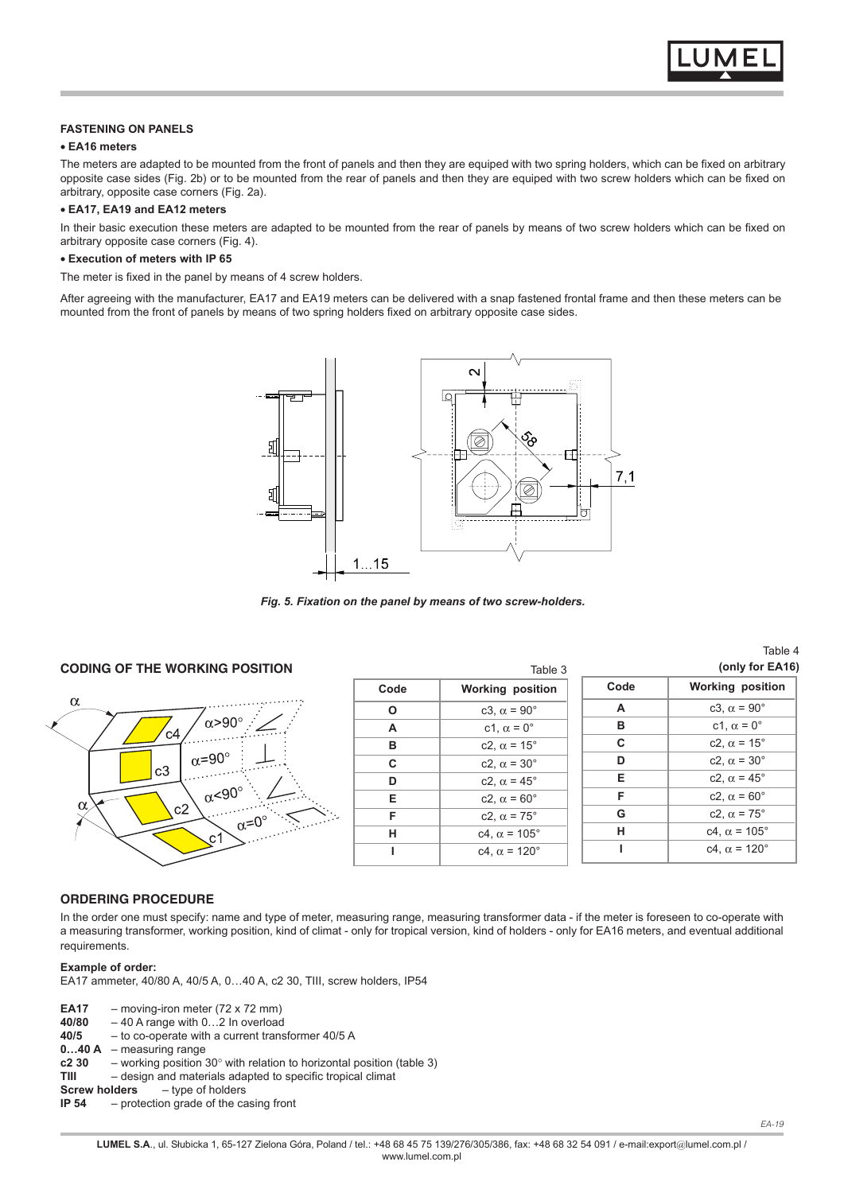## FASTENING ON PANELS

- **EA16 meters**

The meters are adapted to be mounted from the front of panels and then they are equiped with two spring holders, which can be fixed on arbitrary opposite case sides (Fig. 2b) or to be mounted from the rear of panels and then they are equiped with two screw holders which can be fixed on arbitrary, opposite case corners (Fig. 2a).

- **EA17, EA19 and EA12 meters**

In their basic execution these meters are adapted to be mounted from the rear of panels by means of two screw holders which can be fixed on arbitrary opposite case corners (Fig. 4).

- **Execution of meters with IP 65**

The meter is fixed in the panel by means of 4 screw holders.

After agreeing with the manufacturer, EA17 and EA19 meters can be delivered with a snap fastened frontal frame and then these meters can be mounted from the front of panels by means of two spring holders fixed on arbitrary opposite case sides.

2

58

7,1

1...15

*Fig. 5. Fixation on the panel by means of two screw-holders.*

## CODING OF THE WORKING POSITION

α

c4

α>90°

c3

α=90°

c2

α<90°

c1

α=0°

Table 3

| Code | Working position |
|---|---|
| O | c3, $\alpha$ = 90° |
| A | c1, $\alpha$ = 0° |
| B | c2, $\alpha$ = 15° |
| C | c2, $\alpha$ = 30° |
| D | c2, $\alpha$ = 45° |
| E | c2, $\alpha$ = 60° |
| F | c2, $\alpha$ = 75° |
| H | c4, $\alpha$ = 105° |
| I | c4, $\alpha$ = 120° |

Table 4
**(only for EA16)**

| Code | Working position |
|---|---|
| A | c3, $\alpha$ = 90° |
| B | c1, $\alpha$ = 0° |
| C | c2, $\alpha$ = 15° |
| D | c2, $\alpha$ = 30° |
| E | c2, $\alpha$ = 45° |
| F | c2, $\alpha$ = 60° |
| G | c2, $\alpha$ = 75° |
| H | c4, $\alpha$ = 105° |
| I | c4, $\alpha$ = 120° |

## ORDERING PROCEDURE

In the order one must specify: name and type of meter, measuring range, measuring transformer data - if the meter is foreseen to co-operate with a measuring transformer, working position, kind of climat - only for tropical version, kind of holders - only for EA16 meters, and eventual additional requirements.

**Example of order:**
EA17 ammeter, 40/80 A, 40/5 A, 0…40 A, c2 30, TIII, screw holders, IP54

**EA17** – moving-iron meter (72 x 72 mm)
**40/80** – 40 A range with 0…2 In overload
**40/5** – to co-operate with a current transformer 40/5 A
**0…40 A** – measuring range
**c2 30** – working position 30° with relation to horizontal position (table 3)
**TIII** – design and materials adapted to specific tropical climat
**Screw holders** – type of holders
**IP 54** – protection grade of the casing front

**LUMEL S.A.**, ul. Słubicka 1, 65-127 Zielona Góra, Poland / tel.: +48 68 45 75 139/276/305/386, fax: +48 68 32 54 091 / e-mail:export@lumel.com.pl / www.lumel.com.pl